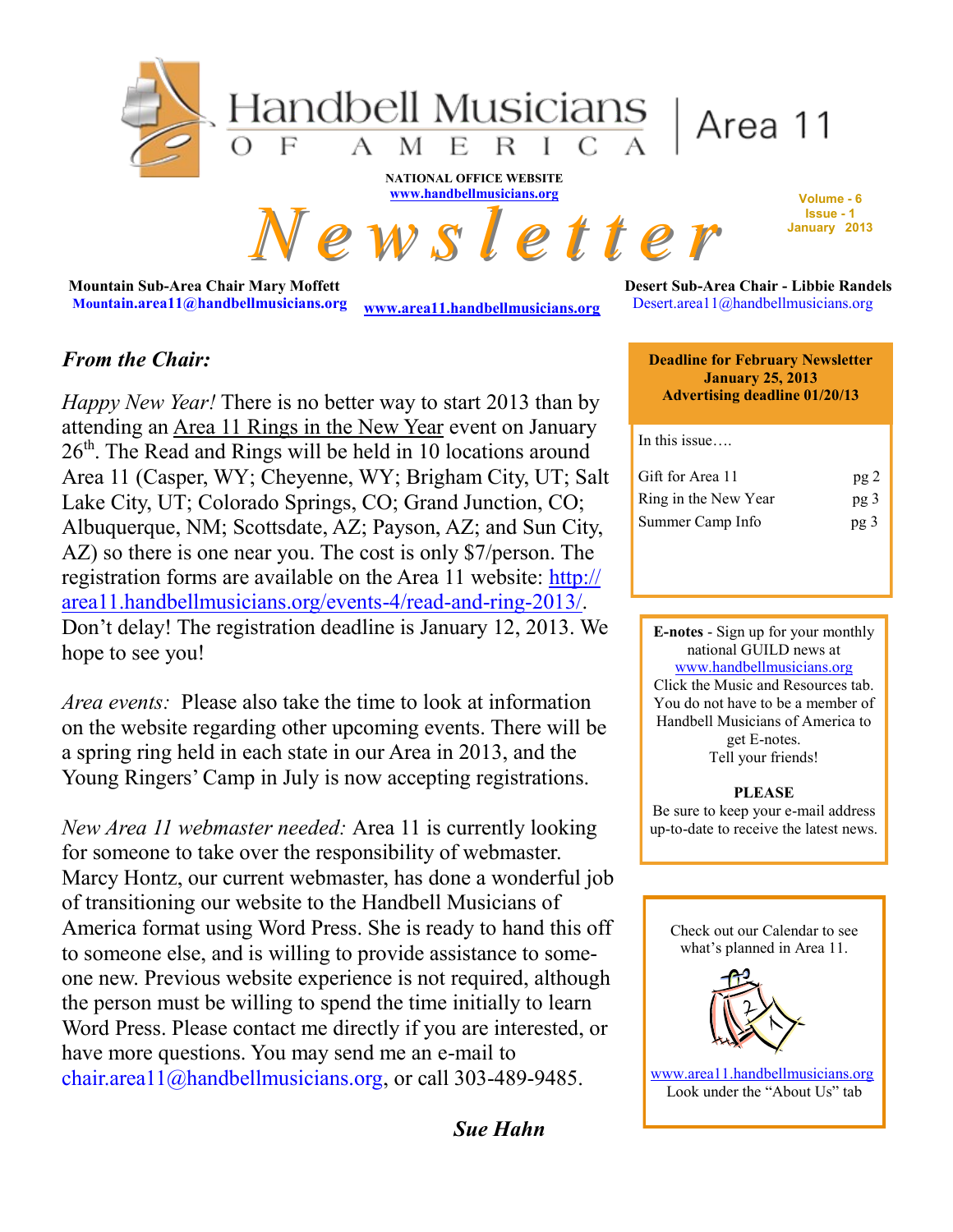# Handbell Musicians of America | Area 11

**NATIONAL OFFICE WEBSITE**
**www.handbellmusicians.org**

# Newsletter

Volume - 6
Issue - 1
January 2013

**Mountain Sub-Area Chair Mary Moffett**
**Mountain.area11@handbellmusicians.org**

**www.area11.handbellmusicians.org**

**Desert Sub-Area Chair - Libbie Randels**
Desert.area11@handbellmusicians.org

## *From the Chair:*

*Happy New Year!* There is no better way to start 2013 than by attending an Area 11 Rings in the New Year event on January 26th. The Read and Rings will be held in 10 locations around Area 11 (Casper, WY; Cheyenne, WY; Brigham City, UT; Salt Lake City, UT; Colorado Springs, CO; Grand Junction, CO; Albuquerque, NM; Scottsdate, AZ; Payson, AZ; and Sun City, AZ) so there is one near you. The cost is only $7/person. The registration forms are available on the Area 11 website: http://area11.handbellmusicians.org/events-4/read-and-ring-2013/. Don't delay! The registration deadline is January 12, 2013. We hope to see you!

*Area events:* Please also take the time to look at information on the website regarding other upcoming events. There will be a spring ring held in each state in our Area in 2013, and the Young Ringers' Camp in July is now accepting registrations.

*New Area 11 webmaster needed:* Area 11 is currently looking for someone to take over the responsibility of webmaster. Marcy Hontz, our current webmaster, has done a wonderful job of transitioning our website to the Handbell Musicians of America format using Word Press. She is ready to hand this off to someone else, and is willing to provide assistance to someone new. Previous website experience is not required, although the person must be willing to spend the time initially to learn Word Press. Please contact me directly if you are interested, or have more questions. You may send me an e-mail to chair.area11@handbellmusicians.org, or call 303-489-9485.

***Sue Hahn***

---

**Deadline for February Newsletter**
**January 25, 2013**
**Advertising deadline 01/20/13**

In this issue….

| | |
|---|---|
| Gift for Area 11 | pg 2 |
| Ring in the New Year | pg 3 |
| Summer Camp Info | pg 3 |

---

**E-notes** - Sign up for your monthly national GUILD news at www.handbellmusicians.org
Click the Music and Resources tab.
You do not have to be a member of Handbell Musicians of America to get E-notes.
Tell your friends!

**PLEASE**
Be sure to keep your e-mail address up-to-date to receive the latest news.

---

Check out our Calendar to see what's planned in Area 11.

www.area11.handbellmusicians.org
Look under the "About Us" tab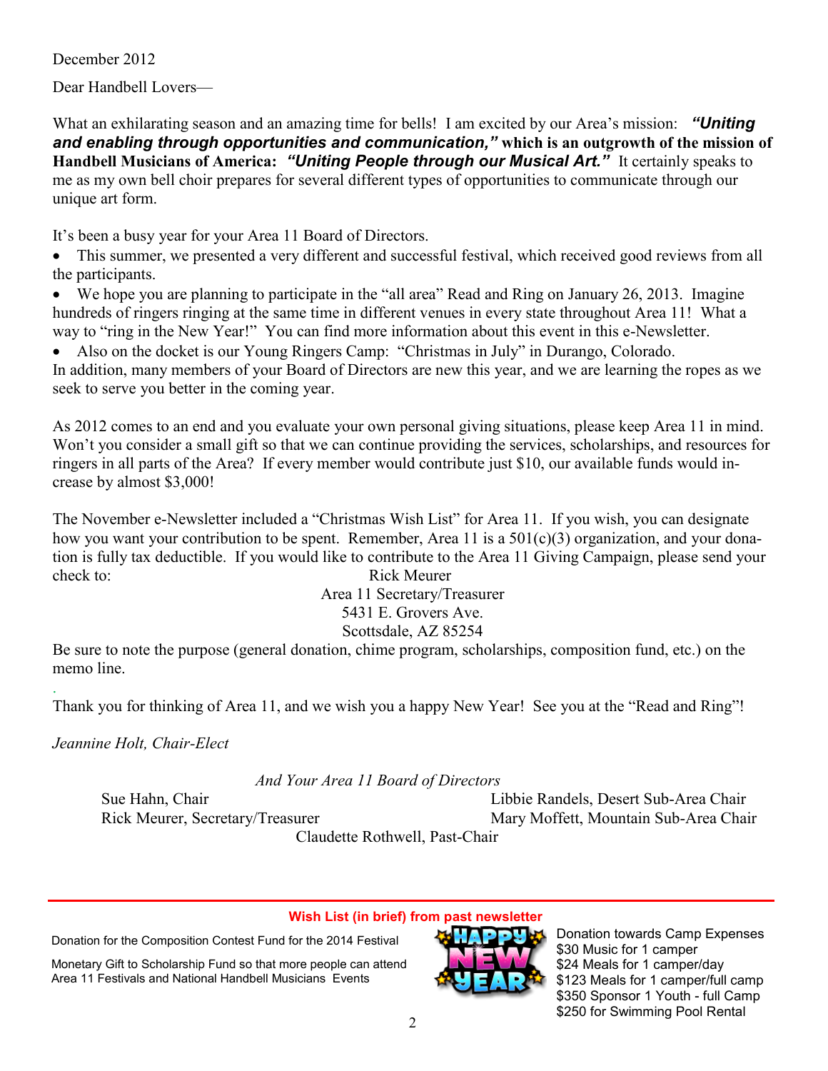December 2012

Dear Handbell Lovers—

What an exhilarating season and an amazing time for bells! I am excited by our Area's mission: ***"Uniting and enabling through opportunities and communication,"*** **which is an outgrowth of the mission of Handbell Musicians of America:** ***"Uniting People through our Musical Art."*** It certainly speaks to me as my own bell choir prepares for several different types of opportunities to communicate through our unique art form.

It's been a busy year for your Area 11 Board of Directors.

- This summer, we presented a very different and successful festival, which received good reviews from all the participants.
- We hope you are planning to participate in the "all area" Read and Ring on January 26, 2013. Imagine hundreds of ringers ringing at the same time in different venues in every state throughout Area 11! What a way to "ring in the New Year!" You can find more information about this event in this e-Newsletter.
- Also on the docket is our Young Ringers Camp: "Christmas in July" in Durango, Colorado.

In addition, many members of your Board of Directors are new this year, and we are learning the ropes as we seek to serve you better in the coming year.

As 2012 comes to an end and you evaluate your own personal giving situations, please keep Area 11 in mind. Won't you consider a small gift so that we can continue providing the services, scholarships, and resources for ringers in all parts of the Area? If every member would contribute just $10, our available funds would increase by almost $3,000!

The November e-Newsletter included a "Christmas Wish List" for Area 11. If you wish, you can designate how you want your contribution to be spent. Remember, Area 11 is a 501(c)(3) organization, and your donation is fully tax deductible. If you would like to contribute to the Area 11 Giving Campaign, please send your check to:

Rick Meurer  
Area 11 Secretary/Treasurer  
5431 E. Grovers Ave.  
Scottsdale, AZ 85254

Be sure to note the purpose (general donation, chime program, scholarships, composition fund, etc.) on the memo line.

Thank you for thinking of Area 11, and we wish you a happy New Year! See you at the "Read and Ring"!

*Jeannine Holt, Chair-Elect*

*And Your Area 11 Board of Directors*

Sue Hahn, Chair  
Rick Meurer, Secretary/Treasurer  
Libbie Randels, Desert Sub-Area Chair  
Mary Moffett, Mountain Sub-Area Chair  
Claudette Rothwell, Past-Chair

**Wish List (in brief) from past newsletter**

Donation for the Composition Contest Fund for the 2014 Festival

Monetary Gift to Scholarship Fund so that more people can attend Area 11 Festivals and National Handbell Musicians Events

HAPPY NEW YEAR

Donation towards Camp Expenses  
$30 Music for 1 camper  
$24 Meals for 1 camper/day  
$123 Meals for 1 camper/full camp  
$350 Sponsor 1 Youth - full Camp  
$250 for Swimming Pool Rental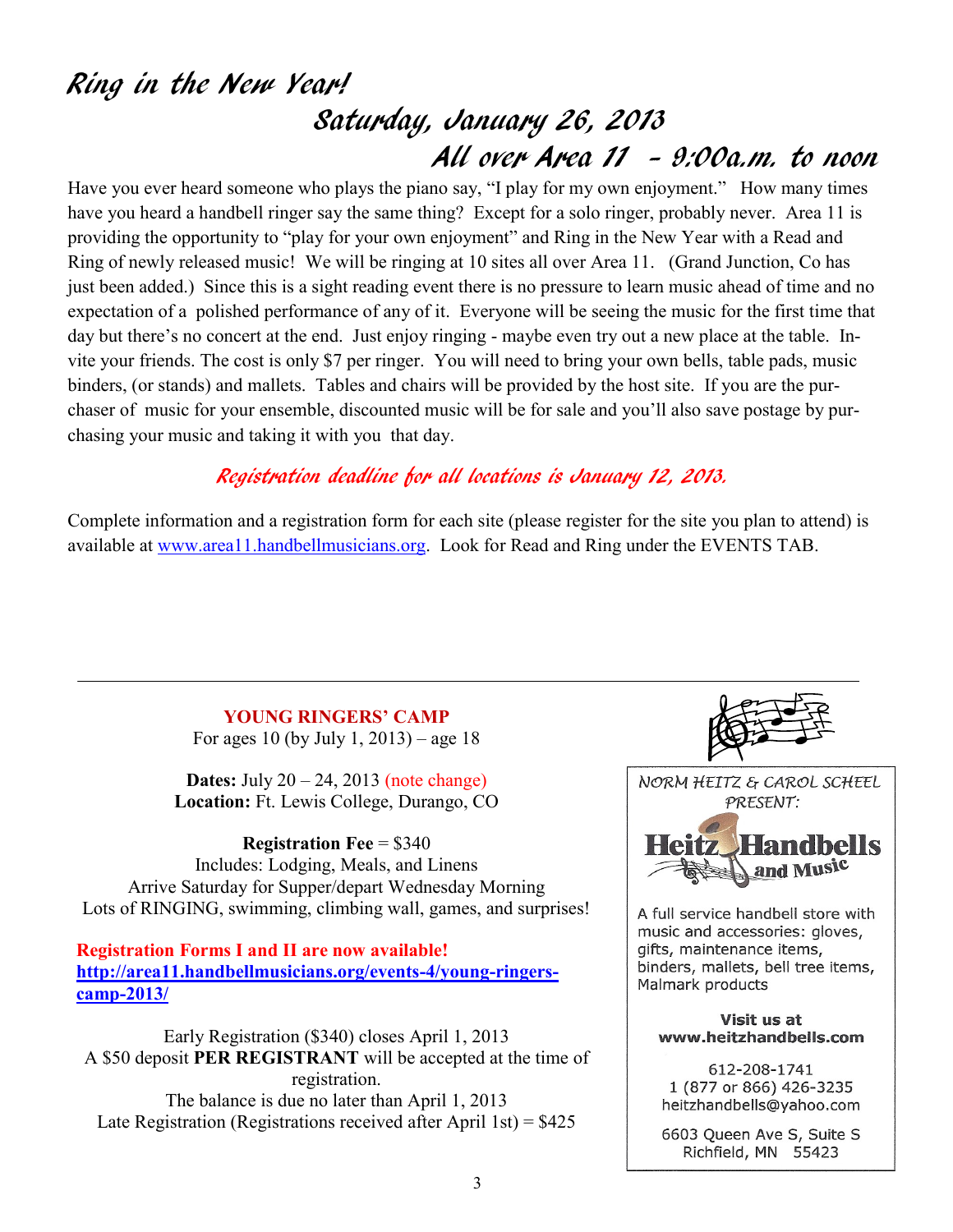# Ring in the New Year!

## Saturday, January 26, 2013

## All over Area 11 - 9:00a.m. to noon

Have you ever heard someone who plays the piano say, "I play for my own enjoyment." How many times have you heard a handbell ringer say the same thing? Except for a solo ringer, probably never. Area 11 is providing the opportunity to "play for your own enjoyment" and Ring in the New Year with a Read and Ring of newly released music! We will be ringing at 10 sites all over Area 11. (Grand Junction, Co has just been added.) Since this is a sight reading event there is no pressure to learn music ahead of time and no expectation of a polished performance of any of it. Everyone will be seeing the music for the first time that day but there's no concert at the end. Just enjoy ringing - maybe even try out a new place at the table. Invite your friends. The cost is only $7 per ringer. You will need to bring your own bells, table pads, music binders, (or stands) and mallets. Tables and chairs will be provided by the host site. If you are the purchaser of music for your ensemble, discounted music will be for sale and you'll also save postage by purchasing your music and taking it with you that day.

*Registration deadline for all locations is January 12, 2013.*

Complete information and a registration form for each site (please register for the site you plan to attend) is available at [www.area11.handbellmusicians.org](http://www.area11.handbellmusicians.org). Look for Read and Ring under the EVENTS TAB.

---

**YOUNG RINGERS' CAMP**

For ages 10 (by July 1, 2013) – age 18

**Dates:** July 20 – 24, 2013 (note change)
**Location:** Ft. Lewis College, Durango, CO

**Registration Fee** = $340
Includes: Lodging, Meals, and Linens
Arrive Saturday for Supper/depart Wednesday Morning
Lots of RINGING, swimming, climbing wall, games, and surprises!

**Registration Forms I and II are now available!**
**[http://area11.handbellmusicians.org/events-4/young-ringers-camp-2013/](http://area11.handbellmusicians.org/events-4/young-ringers-camp-2013/)**

Early Registration ($340) closes April 1, 2013
A $50 deposit **PER REGISTRANT** will be accepted at the time of registration.
The balance is due no later than April 1, 2013
Late Registration (Registrations received after April 1st) = $425

---

NORM HEITZ & CAROL SCHEEL PRESENT:

**Heitz Handbells and Music**

A full service handbell store with music and accessories: gloves, gifts, maintenance items, binders, mallets, bell tree items, Malmark products

**Visit us at www.heitzhandbells.com**

612-208-1741
1 (877 or 866) 426-3235
heitzhandbells@yahoo.com

6603 Queen Ave S, Suite S
Richfield, MN 55423